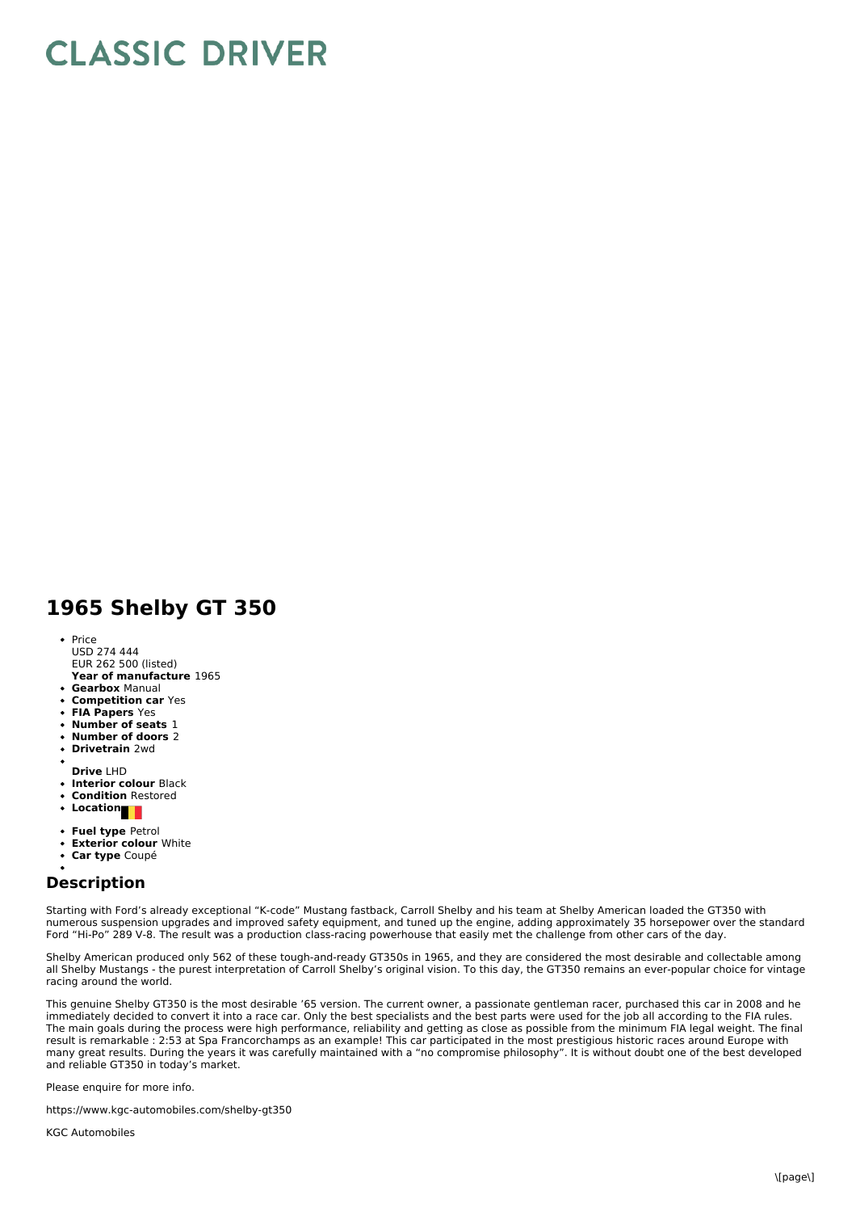# CLASSIC DRIVER

## 1965 Shelby GT 350

- Price
  USD 274 444
  EUR 262 500 (listed)
  **Year of manufacture** 1965
- **Gearbox** Manual
- **Competition car** Yes
- **FIA Papers** Yes
- **Number of seats** 1
- **Number of doors** 2
- **Drivetrain** 2wd
- **Drive** LHD
- **Interior colour** Black
- **Condition** Restored
- **Location**
- **Fuel type** Petrol
- **Exterior colour** White
- **Car type** Coupé

## Description

Starting with Ford's already exceptional "K-code" Mustang fastback, Carroll Shelby and his team at Shelby American loaded the GT350 with numerous suspension upgrades and improved safety equipment, and tuned up the engine, adding approximately 35 horsepower over the standard Ford "Hi-Po" 289 V-8. The result was a production class-racing powerhouse that easily met the challenge from other cars of the day.

Shelby American produced only 562 of these tough-and-ready GT350s in 1965, and they are considered the most desirable and collectable among all Shelby Mustangs - the purest interpretation of Carroll Shelby's original vision. To this day, the GT350 remains an ever-popular choice for vintage racing around the world.

This genuine Shelby GT350 is the most desirable '65 version. The current owner, a passionate gentleman racer, purchased this car in 2008 and he immediately decided to convert it into a race car. Only the best specialists and the best parts were used for the job all according to the FIA rules. The main goals during the process were high performance, reliability and getting as close as possible from the minimum FIA legal weight. The final result is remarkable : 2:53 at Spa Francorchamps as an example! This car participated in the most prestigious historic races around Europe with many great results. During the years it was carefully maintained with a "no compromise philosophy". It is without doubt one of the best developed and reliable GT350 in today's market.

Please enquire for more info.

https://www.kgc-automobiles.com/shelby-gt350

KGC Automobiles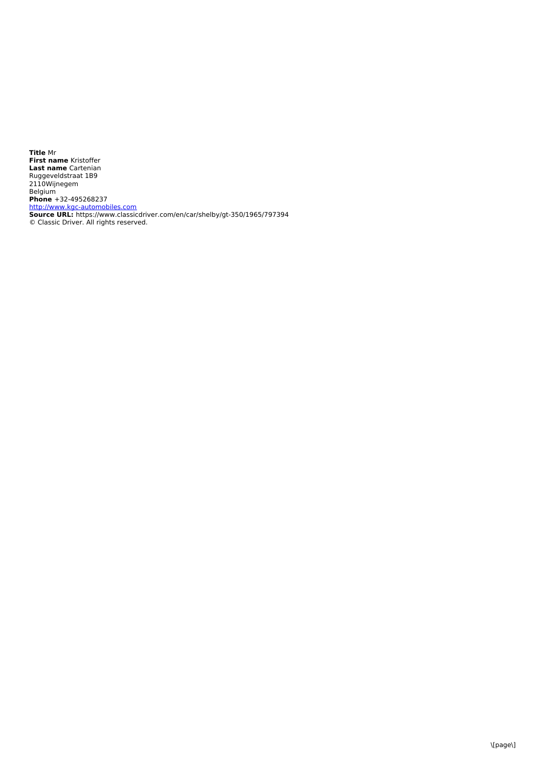**Title** Mr
**First name** Kristoffer
**Last name** Cartenian
Ruggeveldstraat 1B9
2110Wijnegem
Belgium
**Phone** +32-495268237
[http://www.kgc-automobiles.com](http://www.kgc-automobiles.com)
**Source URL:** https://www.classicdriver.com/en/car/shelby/gt-350/1965/797394
© Classic Driver. All rights reserved.